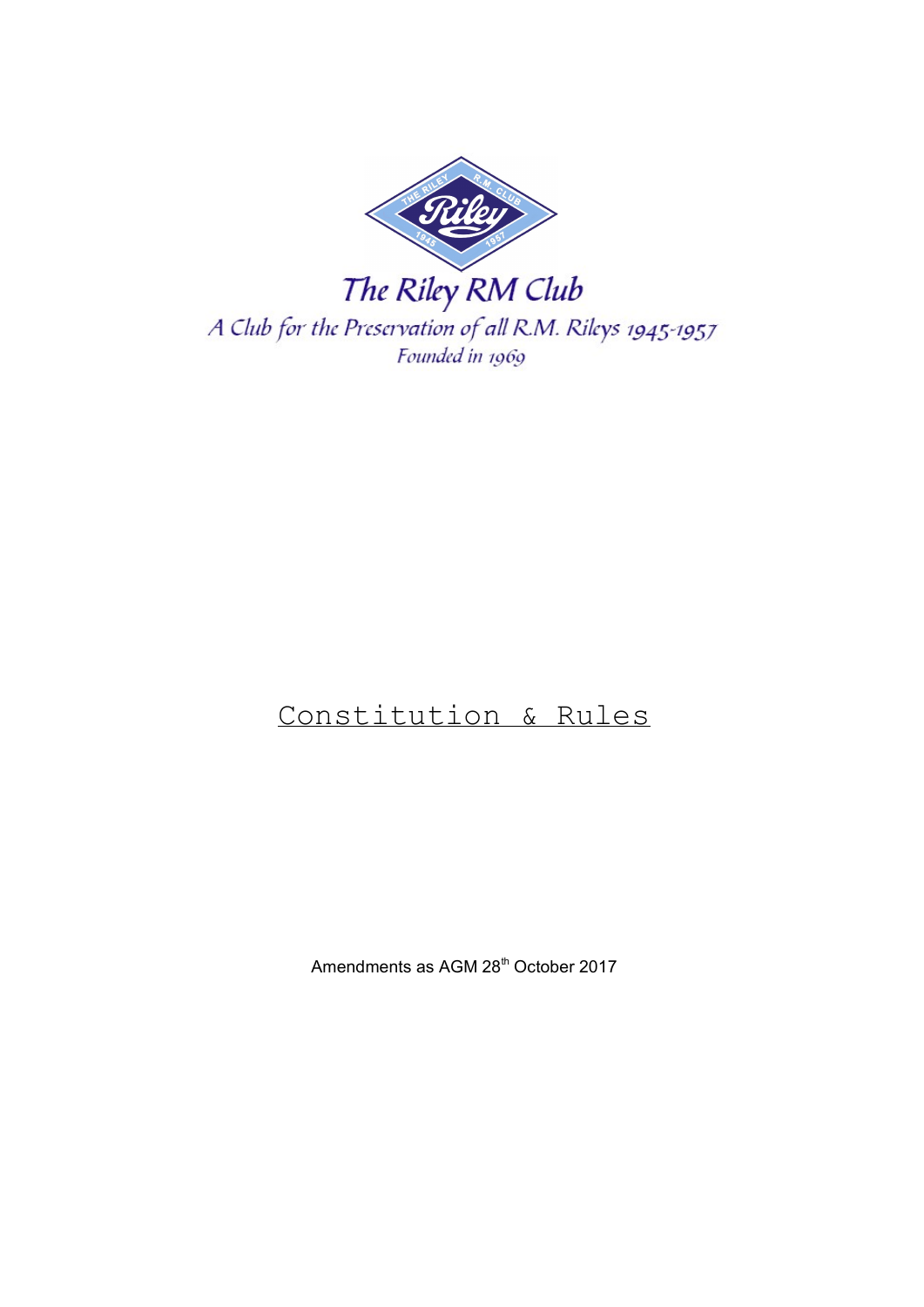# The Riley RM Club

*A Club for the Preservation of all R.M. Rileys 1945-1957*

*Founded in 1969*

## Constitution & Rules

Amendments as AGM 28th October 2017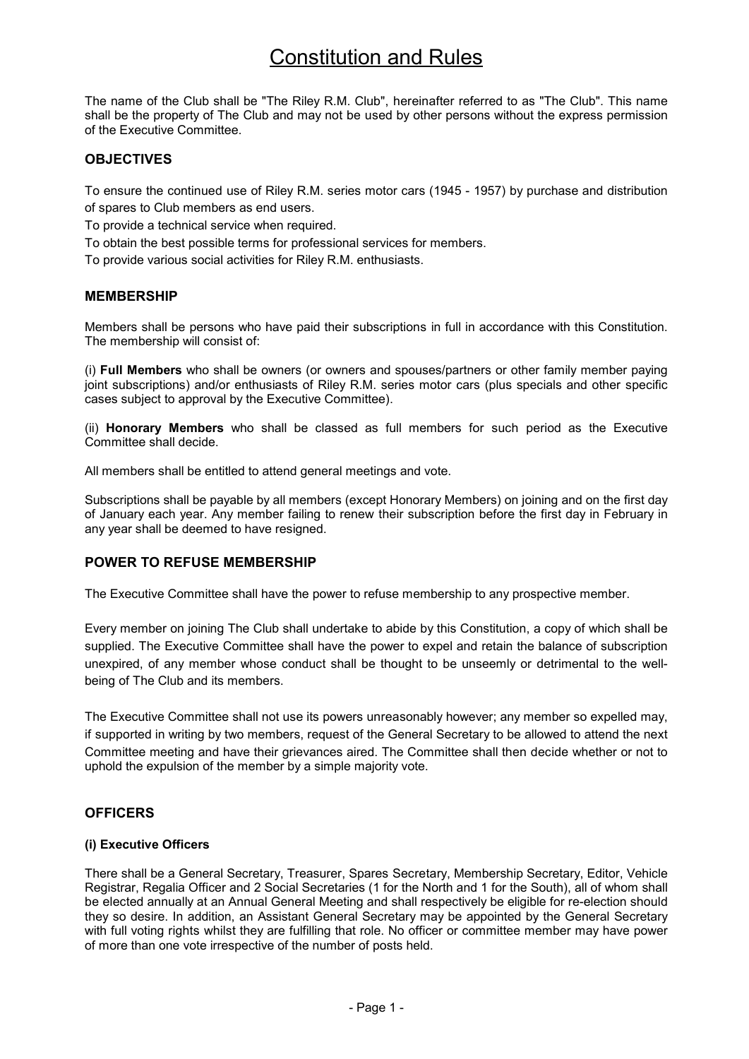# Constitution and Rules

The name of the Club shall be "The Riley R.M. Club", hereinafter referred to as "The Club". This name shall be the property of The Club and may not be used by other persons without the express permission of the Executive Committee.

## OBJECTIVES

To ensure the continued use of Riley R.M. series motor cars (1945 - 1957) by purchase and distribution of spares to Club members as end users.

To provide a technical service when required.

To obtain the best possible terms for professional services for members.

To provide various social activities for Riley R.M. enthusiasts.

## MEMBERSHIP

Members shall be persons who have paid their subscriptions in full in accordance with this Constitution. The membership will consist of:

(i) **Full Members** who shall be owners (or owners and spouses/partners or other family member paying joint subscriptions) and/or enthusiasts of Riley R.M. series motor cars (plus specials and other specific cases subject to approval by the Executive Committee).

(ii) **Honorary Members** who shall be classed as full members for such period as the Executive Committee shall decide.

All members shall be entitled to attend general meetings and vote.

Subscriptions shall be payable by all members (except Honorary Members) on joining and on the first day of January each year. Any member failing to renew their subscription before the first day in February in any year shall be deemed to have resigned.

## POWER TO REFUSE MEMBERSHIP

The Executive Committee shall have the power to refuse membership to any prospective member.

Every member on joining The Club shall undertake to abide by this Constitution, a copy of which shall be supplied. The Executive Committee shall have the power to expel and retain the balance of subscription unexpired, of any member whose conduct shall be thought to be unseemly or detrimental to the well-being of The Club and its members.

The Executive Committee shall not use its powers unreasonably however; any member so expelled may, if supported in writing by two members, request of the General Secretary to be allowed to attend the next Committee meeting and have their grievances aired. The Committee shall then decide whether or not to uphold the expulsion of the member by a simple majority vote.

## OFFICERS

### (i) Executive Officers

There shall be a General Secretary, Treasurer, Spares Secretary, Membership Secretary, Editor, Vehicle Registrar, Regalia Officer and 2 Social Secretaries (1 for the North and 1 for the South), all of whom shall be elected annually at an Annual General Meeting and shall respectively be eligible for re-election should they so desire. In addition, an Assistant General Secretary may be appointed by the General Secretary with full voting rights whilst they are fulfilling that role. No officer or committee member may have power of more than one vote irrespective of the number of posts held.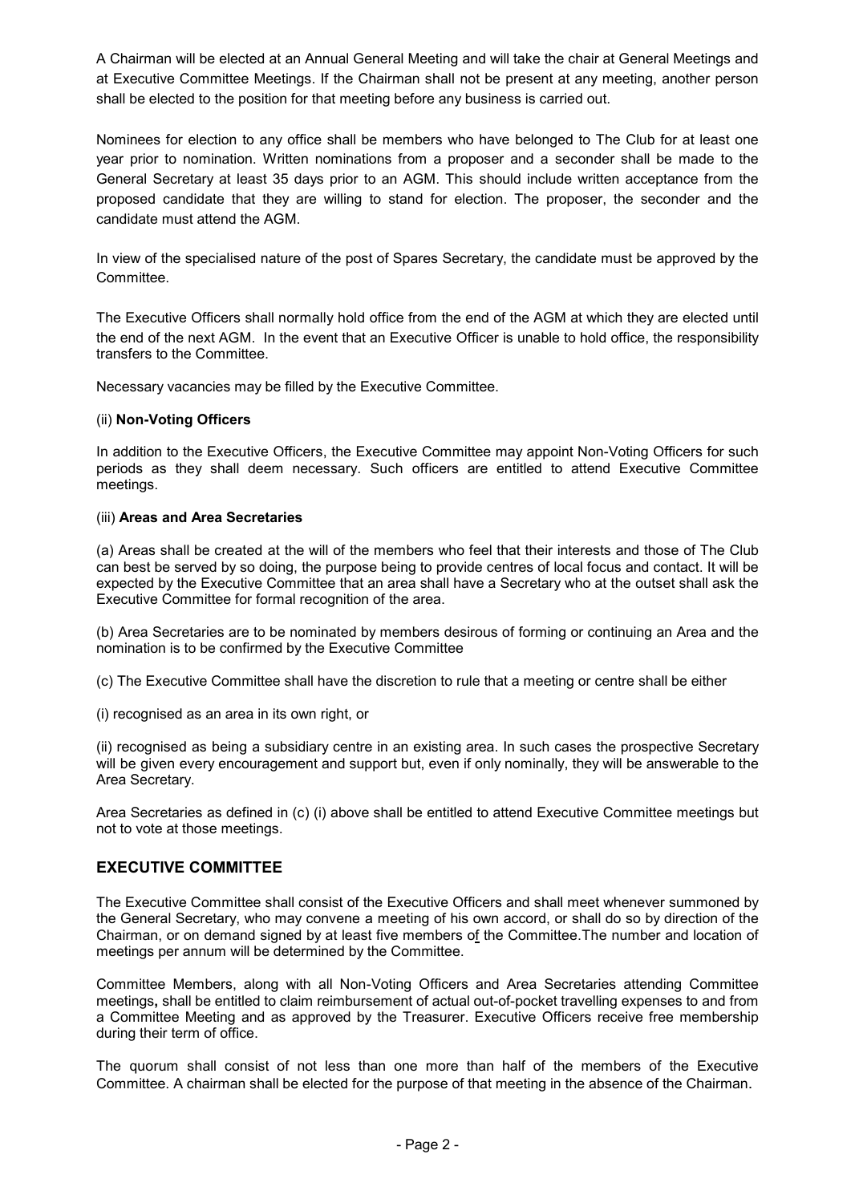A Chairman will be elected at an Annual General Meeting and will take the chair at General Meetings and at Executive Committee Meetings. If the Chairman shall not be present at any meeting, another person shall be elected to the position for that meeting before any business is carried out.

Nominees for election to any office shall be members who have belonged to The Club for at least one year prior to nomination. Written nominations from a proposer and a seconder shall be made to the General Secretary at least 35 days prior to an AGM. This should include written acceptance from the proposed candidate that they are willing to stand for election. The proposer, the seconder and the candidate must attend the AGM.

In view of the specialised nature of the post of Spares Secretary, the candidate must be approved by the Committee.

The Executive Officers shall normally hold office from the end of the AGM at which they are elected until the end of the next AGM. In the event that an Executive Officer is unable to hold office, the responsibility transfers to the Committee.

Necessary vacancies may be filled by the Executive Committee.

(ii) **Non-Voting Officers**

In addition to the Executive Officers, the Executive Committee may appoint Non-Voting Officers for such periods as they shall deem necessary. Such officers are entitled to attend Executive Committee meetings.

(iii) **Areas and Area Secretaries**

(a) Areas shall be created at the will of the members who feel that their interests and those of The Club can best be served by so doing, the purpose being to provide centres of local focus and contact. It will be expected by the Executive Committee that an area shall have a Secretary who at the outset shall ask the Executive Committee for formal recognition of the area.

(b) Area Secretaries are to be nominated by members desirous of forming or continuing an Area and the nomination is to be confirmed by the Executive Committee

(c) The Executive Committee shall have the discretion to rule that a meeting or centre shall be either

(i) recognised as an area in its own right, or

(ii) recognised as being a subsidiary centre in an existing area. In such cases the prospective Secretary will be given every encouragement and support but, even if only nominally, they will be answerable to the Area Secretary.

Area Secretaries as defined in (c) (i) above shall be entitled to attend Executive Committee meetings but not to vote at those meetings.

## EXECUTIVE COMMITTEE

The Executive Committee shall consist of the Executive Officers and shall meet whenever summoned by the General Secretary, who may convene a meeting of his own accord, or shall do so by direction of the Chairman, or on demand signed by at least five members of the Committee.The number and location of meetings per annum will be determined by the Committee.

Committee Members, along with all Non-Voting Officers and Area Secretaries attending Committee meetings**,** shall be entitled to claim reimbursement of actual out-of-pocket travelling expenses to and from a Committee Meeting and as approved by the Treasurer. Executive Officers receive free membership during their term of office.

The quorum shall consist of not less than one more than half of the members of the Executive Committee. A chairman shall be elected for the purpose of that meeting in the absence of the Chairman.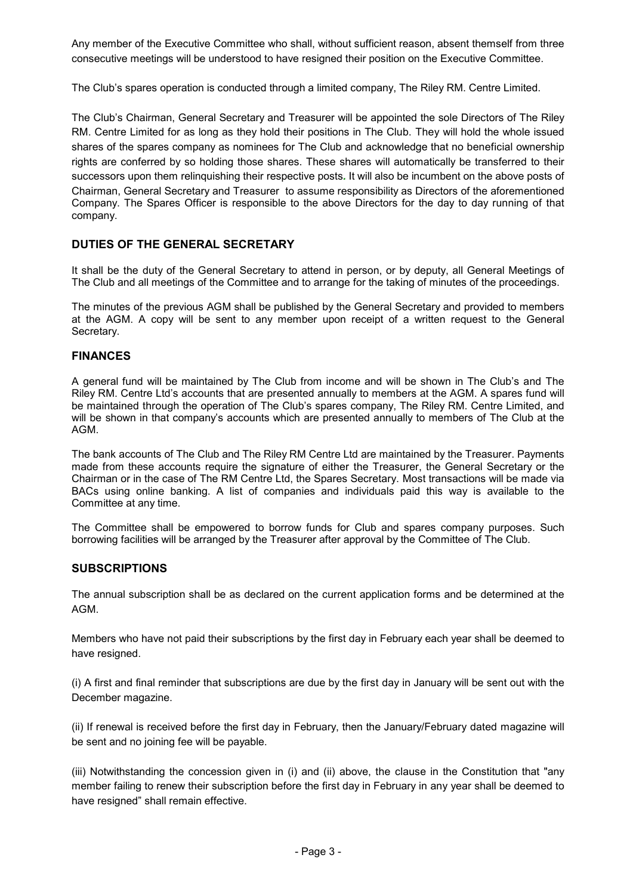Any member of the Executive Committee who shall, without sufficient reason, absent themself from three consecutive meetings will be understood to have resigned their position on the Executive Committee.

The Club's spares operation is conducted through a limited company, The Riley RM. Centre Limited.

The Club's Chairman, General Secretary and Treasurer will be appointed the sole Directors of The Riley RM. Centre Limited for as long as they hold their positions in The Club. They will hold the whole issued shares of the spares company as nominees for The Club and acknowledge that no beneficial ownership rights are conferred by so holding those shares. These shares will automatically be transferred to their successors upon them relinquishing their respective posts. It will also be incumbent on the above posts of Chairman, General Secretary and Treasurer to assume responsibility as Directors of the aforementioned Company. The Spares Officer is responsible to the above Directors for the day to day running of that company.

## DUTIES OF THE GENERAL SECRETARY

It shall be the duty of the General Secretary to attend in person, or by deputy, all General Meetings of The Club and all meetings of the Committee and to arrange for the taking of minutes of the proceedings.

The minutes of the previous AGM shall be published by the General Secretary and provided to members at the AGM. A copy will be sent to any member upon receipt of a written request to the General Secretary.

## FINANCES

A general fund will be maintained by The Club from income and will be shown in The Club's and The Riley RM. Centre Ltd's accounts that are presented annually to members at the AGM. A spares fund will be maintained through the operation of The Club's spares company, The Riley RM. Centre Limited, and will be shown in that company's accounts which are presented annually to members of The Club at the AGM.

The bank accounts of The Club and The Riley RM Centre Ltd are maintained by the Treasurer. Payments made from these accounts require the signature of either the Treasurer, the General Secretary or the Chairman or in the case of The RM Centre Ltd, the Spares Secretary. Most transactions will be made via BACs using online banking. A list of companies and individuals paid this way is available to the Committee at any time.

The Committee shall be empowered to borrow funds for Club and spares company purposes. Such borrowing facilities will be arranged by the Treasurer after approval by the Committee of The Club.

## SUBSCRIPTIONS

The annual subscription shall be as declared on the current application forms and be determined at the AGM.

Members who have not paid their subscriptions by the first day in February each year shall be deemed to have resigned.

(i) A first and final reminder that subscriptions are due by the first day in January will be sent out with the December magazine.

(ii) If renewal is received before the first day in February, then the January/February dated magazine will be sent and no joining fee will be payable.

(iii) Notwithstanding the concession given in (i) and (ii) above, the clause in the Constitution that "any member failing to renew their subscription before the first day in February in any year shall be deemed to have resigned" shall remain effective.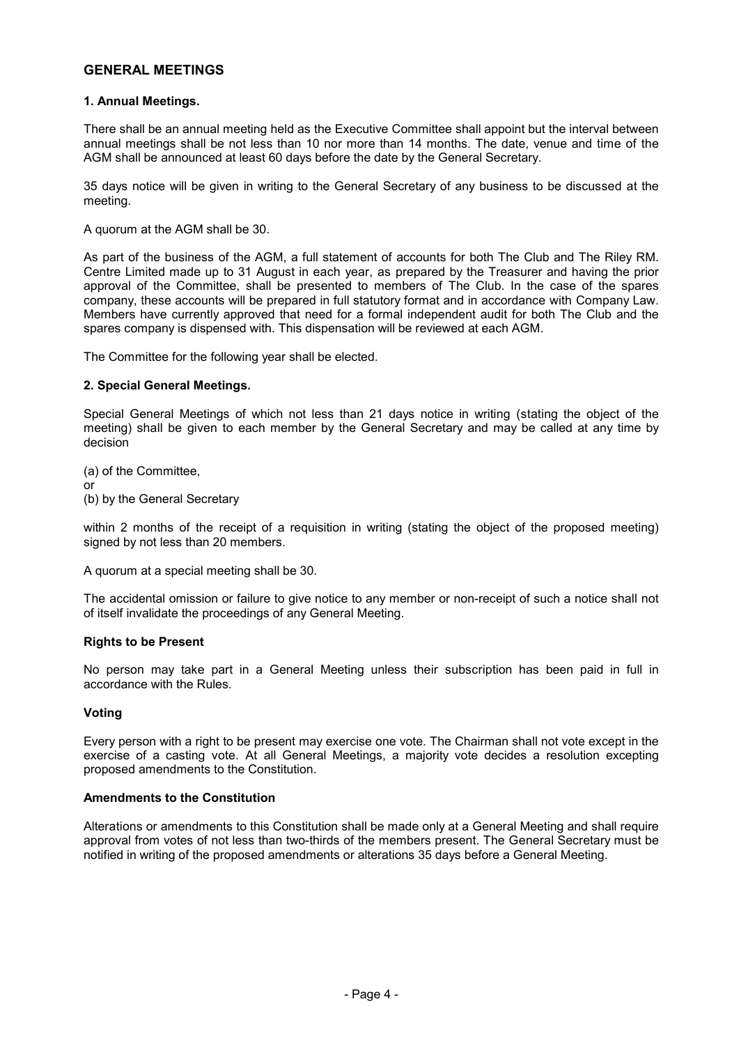## GENERAL MEETINGS

### 1. Annual Meetings.

There shall be an annual meeting held as the Executive Committee shall appoint but the interval between annual meetings shall be not less than 10 nor more than 14 months. The date, venue and time of the AGM shall be announced at least 60 days before the date by the General Secretary.

35 days notice will be given in writing to the General Secretary of any business to be discussed at the meeting.

A quorum at the AGM shall be 30.

As part of the business of the AGM, a full statement of accounts for both The Club and The Riley RM. Centre Limited made up to 31 August in each year, as prepared by the Treasurer and having the prior approval of the Committee, shall be presented to members of The Club. In the case of the spares company, these accounts will be prepared in full statutory format and in accordance with Company Law. Members have currently approved that need for a formal independent audit for both The Club and the spares company is dispensed with. This dispensation will be reviewed at each AGM.

The Committee for the following year shall be elected.

### 2. Special General Meetings.

Special General Meetings of which not less than 21 days notice in writing (stating the object of the meeting) shall be given to each member by the General Secretary and may be called at any time by decision

(a) of the Committee,
or
(b) by the General Secretary

within 2 months of the receipt of a requisition in writing (stating the object of the proposed meeting) signed by not less than 20 members.

A quorum at a special meeting shall be 30.

The accidental omission or failure to give notice to any member or non-receipt of such a notice shall not of itself invalidate the proceedings of any General Meeting.

### Rights to be Present

No person may take part in a General Meeting unless their subscription has been paid in full in accordance with the Rules.

### Voting

Every person with a right to be present may exercise one vote. The Chairman shall not vote except in the exercise of a casting vote. At all General Meetings, a majority vote decides a resolution excepting proposed amendments to the Constitution.

### Amendments to the Constitution

Alterations or amendments to this Constitution shall be made only at a General Meeting and shall require approval from votes of not less than two-thirds of the members present. The General Secretary must be notified in writing of the proposed amendments or alterations 35 days before a General Meeting.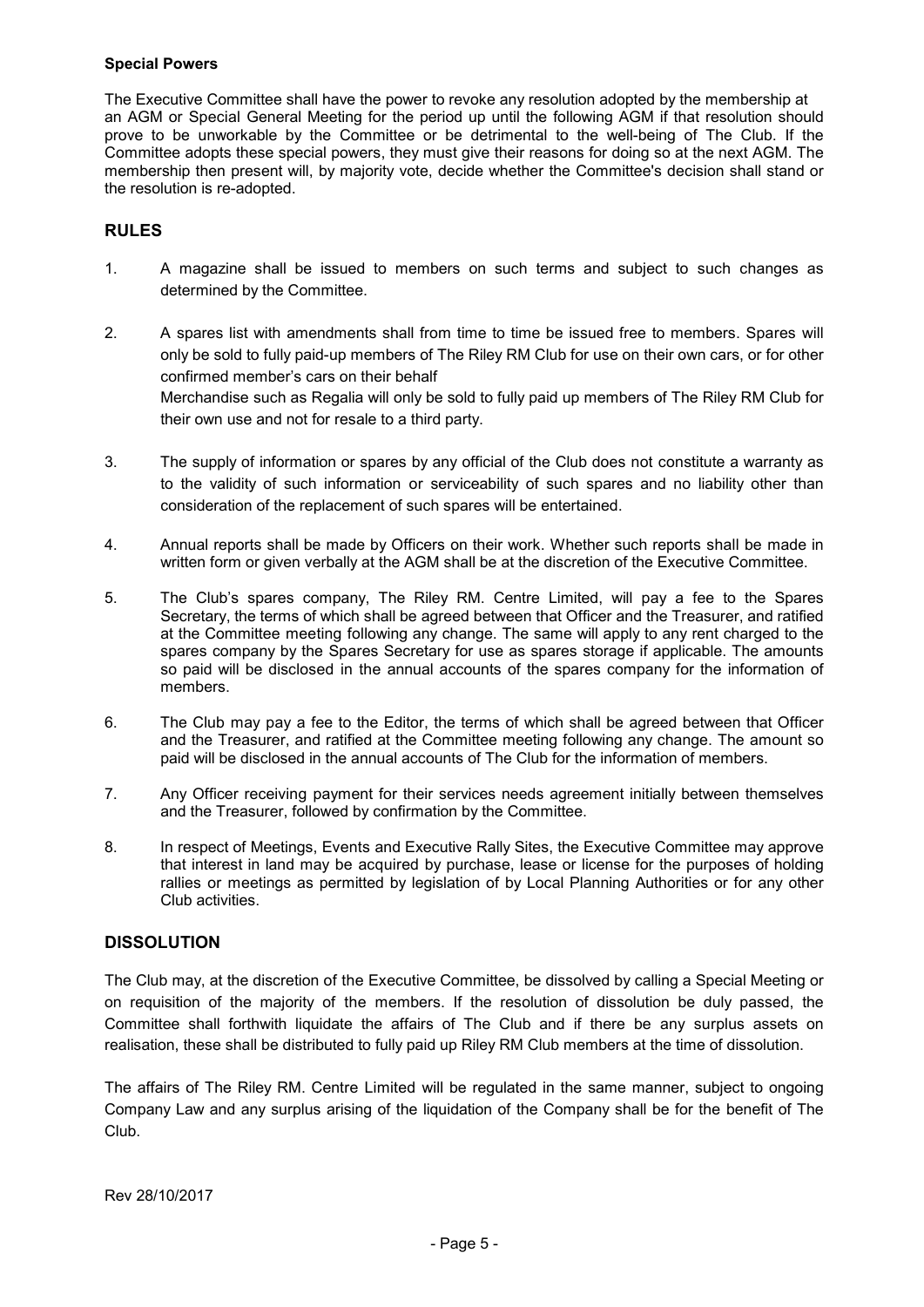**Special Powers**

The Executive Committee shall have the power to revoke any resolution adopted by the membership at an AGM or Special General Meeting for the period up until the following AGM if that resolution should prove to be unworkable by the Committee or be detrimental to the well-being of The Club. If the Committee adopts these special powers, they must give their reasons for doing so at the next AGM. The membership then present will, by majority vote, decide whether the Committee's decision shall stand or the resolution is re-adopted.

## RULES

1. A magazine shall be issued to members on such terms and subject to such changes as determined by the Committee.

2. A spares list with amendments shall from time to time be issued free to members. Spares will only be sold to fully paid-up members of The Riley RM Club for use on their own cars, or for other confirmed member's cars on their behalf
   Merchandise such as Regalia will only be sold to fully paid up members of The Riley RM Club for their own use and not for resale to a third party.

3. The supply of information or spares by any official of the Club does not constitute a warranty as to the validity of such information or serviceability of such spares and no liability other than consideration of the replacement of such spares will be entertained.

4. Annual reports shall be made by Officers on their work. Whether such reports shall be made in written form or given verbally at the AGM shall be at the discretion of the Executive Committee.

5. The Club's spares company, The Riley RM. Centre Limited, will pay a fee to the Spares Secretary, the terms of which shall be agreed between that Officer and the Treasurer, and ratified at the Committee meeting following any change. The same will apply to any rent charged to the spares company by the Spares Secretary for use as spares storage if applicable. The amounts so paid will be disclosed in the annual accounts of the spares company for the information of members.

6. The Club may pay a fee to the Editor, the terms of which shall be agreed between that Officer and the Treasurer, and ratified at the Committee meeting following any change. The amount so paid will be disclosed in the annual accounts of The Club for the information of members.

7. Any Officer receiving payment for their services needs agreement initially between themselves and the Treasurer, followed by confirmation by the Committee.

8. In respect of Meetings, Events and Executive Rally Sites, the Executive Committee may approve that interest in land may be acquired by purchase, lease or license for the purposes of holding rallies or meetings as permitted by legislation of by Local Planning Authorities or for any other Club activities.

## DISSOLUTION

The Club may, at the discretion of the Executive Committee, be dissolved by calling a Special Meeting or on requisition of the majority of the members. If the resolution of dissolution be duly passed, the Committee shall forthwith liquidate the affairs of The Club and if there be any surplus assets on realisation, these shall be distributed to fully paid up Riley RM Club members at the time of dissolution.

The affairs of The Riley RM. Centre Limited will be regulated in the same manner, subject to ongoing Company Law and any surplus arising of the liquidation of the Company shall be for the benefit of The Club.

Rev 28/10/2017